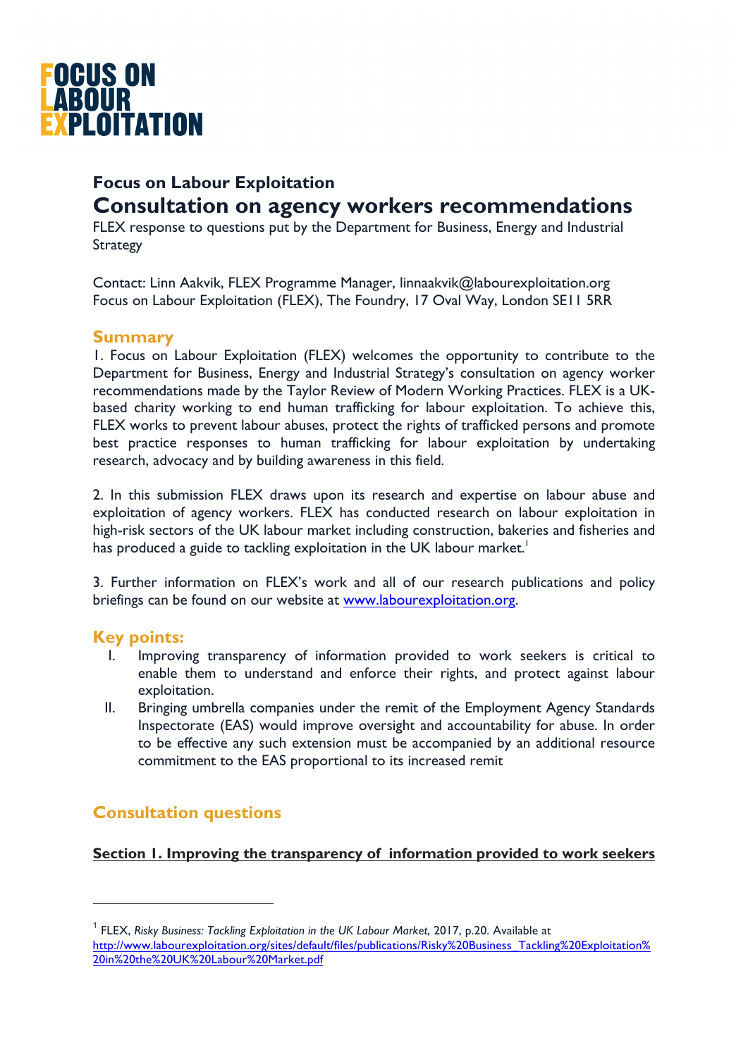# FOCUS ON LABOUR EXPLOITATION

## Focus on Labour Exploitation

# Consultation on agency workers recommendations

FLEX response to questions put by the Department for Business, Energy and Industrial Strategy

Contact: Linn Aakvik, FLEX Programme Manager, linnaakvik@labourexploitation.org
Focus on Labour Exploitation (FLEX), The Foundry, 17 Oval Way, London SE11 5RR

## Summary

1. Focus on Labour Exploitation (FLEX) welcomes the opportunity to contribute to the Department for Business, Energy and Industrial Strategy's consultation on agency worker recommendations made by the Taylor Review of Modern Working Practices. FLEX is a UK-based charity working to end human trafficking for labour exploitation. To achieve this, FLEX works to prevent labour abuses, protect the rights of trafficked persons and promote best practice responses to human trafficking for labour exploitation by undertaking research, advocacy and by building awareness in this field.

2. In this submission FLEX draws upon its research and expertise on labour abuse and exploitation of agency workers. FLEX has conducted research on labour exploitation in high-risk sectors of the UK labour market including construction, bakeries and fisheries and has produced a guide to tackling exploitation in the UK labour market.[1]

3. Further information on FLEX's work and all of our research publications and policy briefings can be found on our website at [www.labourexploitation.org](http://www.labourexploitation.org).

## Key points:

I. Improving transparency of information provided to work seekers is critical to enable them to understand and enforce their rights, and protect against labour exploitation.

II. Bringing umbrella companies under the remit of the Employment Agency Standards Inspectorate (EAS) would improve oversight and accountability for abuse. In order to be effective any such extension must be accompanied by an additional resource commitment to the EAS proportional to its increased remit

## Consultation questions

**Section 1. Improving the transparency of information provided to work seekers**

---

[1] FLEX, *Risky Business: Tackling Exploitation in the UK Labour Market*, 2017, p.20. Available at http://www.labourexploitation.org/sites/default/files/publications/Risky%20Business_Tackling%20Exploitation%20in%20the%20UK%20Labour%20Market.pdf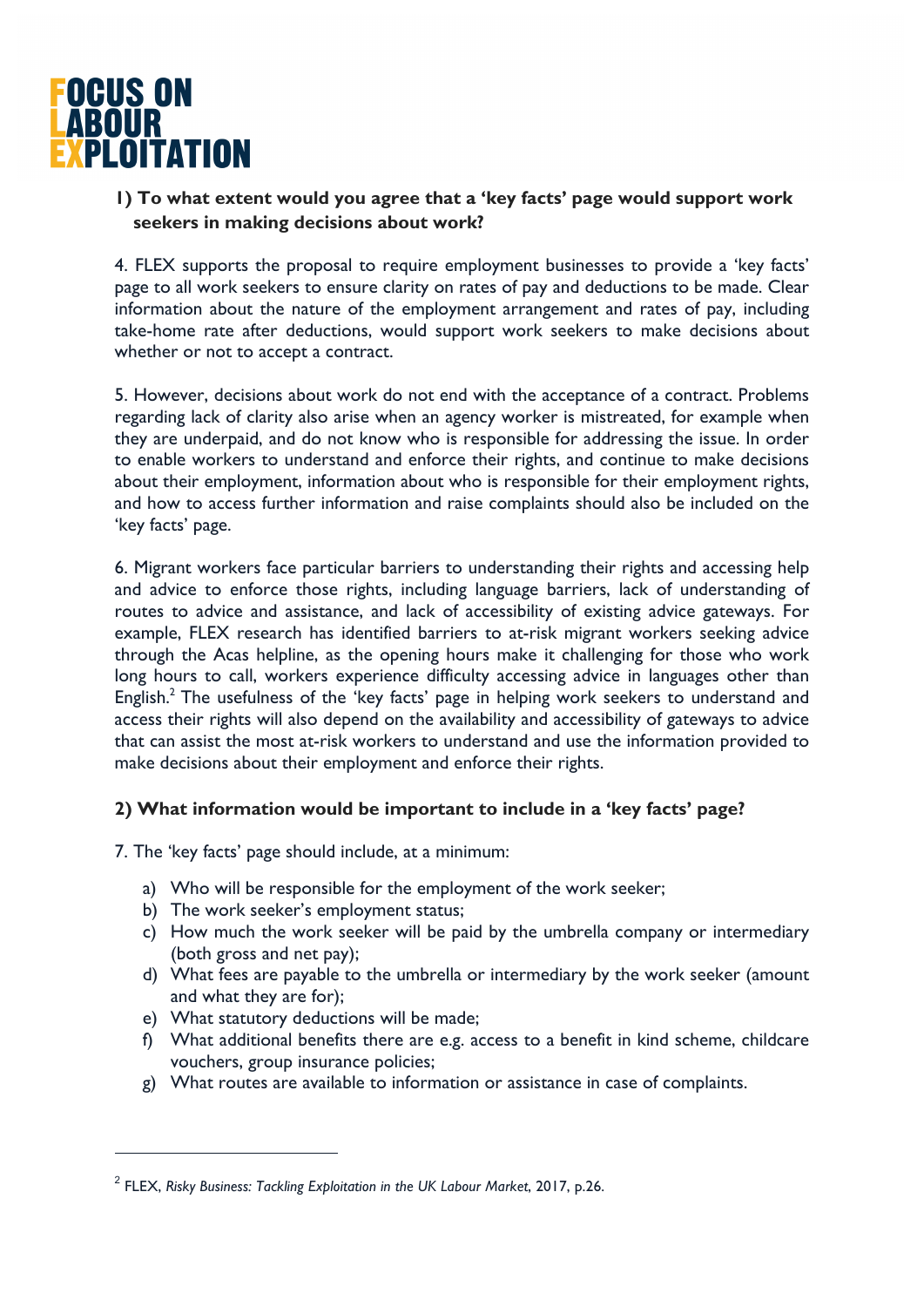## 1) To what extent would you agree that a 'key facts' page would support work seekers in making decisions about work?

4. FLEX supports the proposal to require employment businesses to provide a 'key facts' page to all work seekers to ensure clarity on rates of pay and deductions to be made. Clear information about the nature of the employment arrangement and rates of pay, including take-home rate after deductions, would support work seekers to make decisions about whether or not to accept a contract.

5. However, decisions about work do not end with the acceptance of a contract. Problems regarding lack of clarity also arise when an agency worker is mistreated, for example when they are underpaid, and do not know who is responsible for addressing the issue. In order to enable workers to understand and enforce their rights, and continue to make decisions about their employment, information about who is responsible for their employment rights, and how to access further information and raise complaints should also be included on the 'key facts' page.

6. Migrant workers face particular barriers to understanding their rights and accessing help and advice to enforce those rights, including language barriers, lack of understanding of routes to advice and assistance, and lack of accessibility of existing advice gateways. For example, FLEX research has identified barriers to at-risk migrant workers seeking advice through the Acas helpline, as the opening hours make it challenging for those who work long hours to call, workers experience difficulty accessing advice in languages other than English.[2] The usefulness of the 'key facts' page in helping work seekers to understand and access their rights will also depend on the availability and accessibility of gateways to advice that can assist the most at-risk workers to understand and use the information provided to make decisions about their employment and enforce their rights.

## 2) What information would be important to include in a 'key facts' page?

7. The 'key facts' page should include, at a minimum:

a) Who will be responsible for the employment of the work seeker;
b) The work seeker's employment status;
c) How much the work seeker will be paid by the umbrella company or intermediary (both gross and net pay);
d) What fees are payable to the umbrella or intermediary by the work seeker (amount and what they are for);
e) What statutory deductions will be made;
f) What additional benefits there are e.g. access to a benefit in kind scheme, childcare vouchers, group insurance policies;
g) What routes are available to information or assistance in case of complaints.

---

[2] FLEX, *Risky Business: Tackling Exploitation in the UK Labour Market*, 2017, p.26.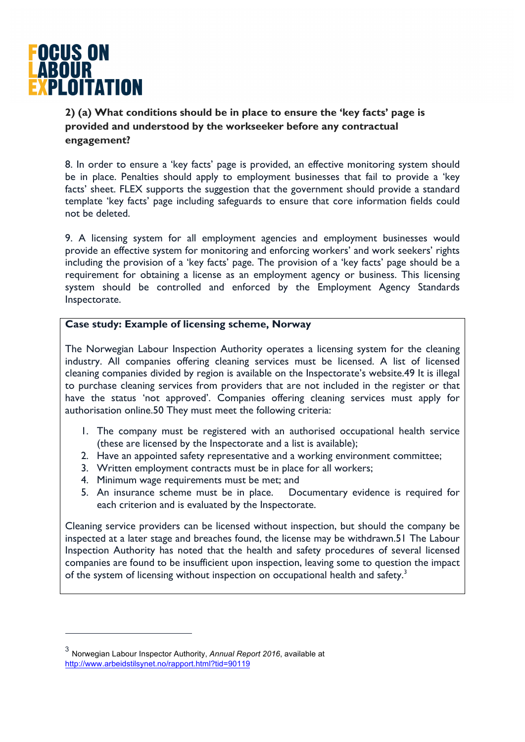### 2) (a) What conditions should be in place to ensure the 'key facts' page is provided and understood by the workseeker before any contractual engagement?

8. In order to ensure a 'key facts' page is provided, an effective monitoring system should be in place. Penalties should apply to employment businesses that fail to provide a 'key facts' sheet. FLEX supports the suggestion that the government should provide a standard template 'key facts' page including safeguards to ensure that core information fields could not be deleted.

9. A licensing system for all employment agencies and employment businesses would provide an effective system for monitoring and enforcing workers' and work seekers' rights including the provision of a 'key facts' page. The provision of a 'key facts' page should be a requirement for obtaining a license as an employment agency or business. This licensing system should be controlled and enforced by the Employment Agency Standards Inspectorate.

**Case study: Example of licensing scheme, Norway**

The Norwegian Labour Inspection Authority operates a licensing system for the cleaning industry. All companies offering cleaning services must be licensed. A list of licensed cleaning companies divided by region is available on the Inspectorate's website.49 It is illegal to purchase cleaning services from providers that are not included in the register or that have the status 'not approved'. Companies offering cleaning services must apply for authorisation online.50 They must meet the following criteria:

1. The company must be registered with an authorised occupational health service (these are licensed by the Inspectorate and a list is available);
2. Have an appointed safety representative and a working environment committee;
3. Written employment contracts must be in place for all workers;
4. Minimum wage requirements must be met; and
5. An insurance scheme must be in place. Documentary evidence is required for each criterion and is evaluated by the Inspectorate.

Cleaning service providers can be licensed without inspection, but should the company be inspected at a later stage and breaches found, the license may be withdrawn.51 The Labour Inspection Authority has noted that the health and safety procedures of several licensed companies are found to be insufficient upon inspection, leaving some to question the impact of the system of licensing without inspection on occupational health and safety.[3]

[3] Norwegian Labour Inspector Authority, *Annual Report 2016*, available at http://www.arbeidstilsynet.no/rapport.html?tid=90119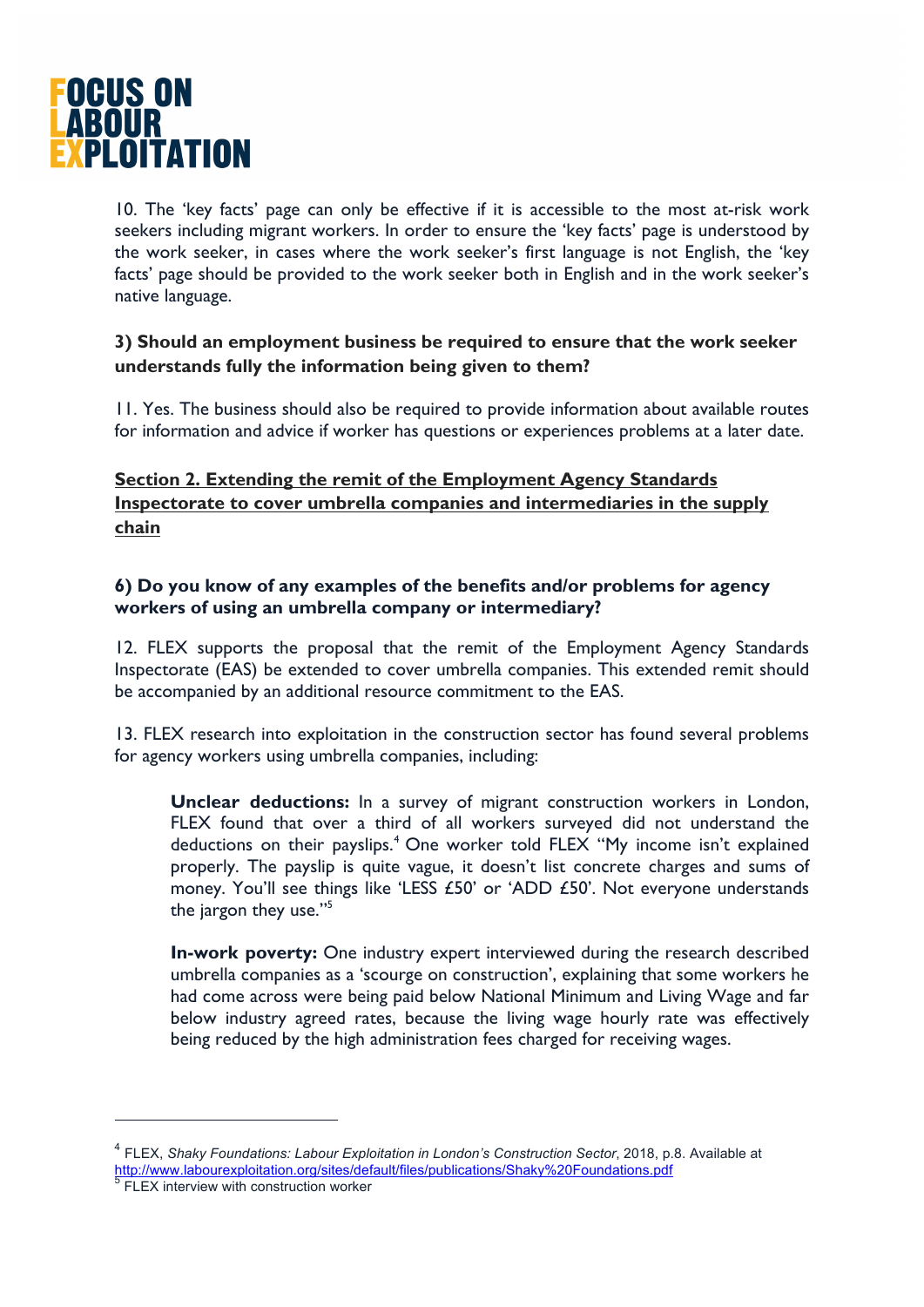10. The 'key facts' page can only be effective if it is accessible to the most at-risk work seekers including migrant workers. In order to ensure the 'key facts' page is understood by the work seeker, in cases where the work seeker's first language is not English, the 'key facts' page should be provided to the work seeker both in English and in the work seeker's native language.

**3) Should an employment business be required to ensure that the work seeker understands fully the information being given to them?**

11. Yes. The business should also be required to provide information about available routes for information and advice if worker has questions or experiences problems at a later date.

## Section 2. Extending the remit of the Employment Agency Standards Inspectorate to cover umbrella companies and intermediaries in the supply chain

**6) Do you know of any examples of the benefits and/or problems for agency workers of using an umbrella company or intermediary?**

12. FLEX supports the proposal that the remit of the Employment Agency Standards Inspectorate (EAS) be extended to cover umbrella companies. This extended remit should be accompanied by an additional resource commitment to the EAS.

13. FLEX research into exploitation in the construction sector has found several problems for agency workers using umbrella companies, including:

> **Unclear deductions:** In a survey of migrant construction workers in London, FLEX found that over a third of all workers surveyed did not understand the deductions on their payslips.[4] One worker told FLEX "My income isn't explained properly. The payslip is quite vague, it doesn't list concrete charges and sums of money. You'll see things like 'LESS £50' or 'ADD £50'. Not everyone understands the jargon they use."[5]
>
> **In-work poverty:** One industry expert interviewed during the research described umbrella companies as a 'scourge on construction', explaining that some workers he had come across were being paid below National Minimum and Living Wage and far below industry agreed rates, because the living wage hourly rate was effectively being reduced by the high administration fees charged for receiving wages.

---

[4] FLEX, *Shaky Foundations: Labour Exploitation in London's Construction Sector*, 2018, p.8. Available at http://www.labourexploitation.org/sites/default/files/publications/Shaky%20Foundations.pdf

[5] FLEX interview with construction worker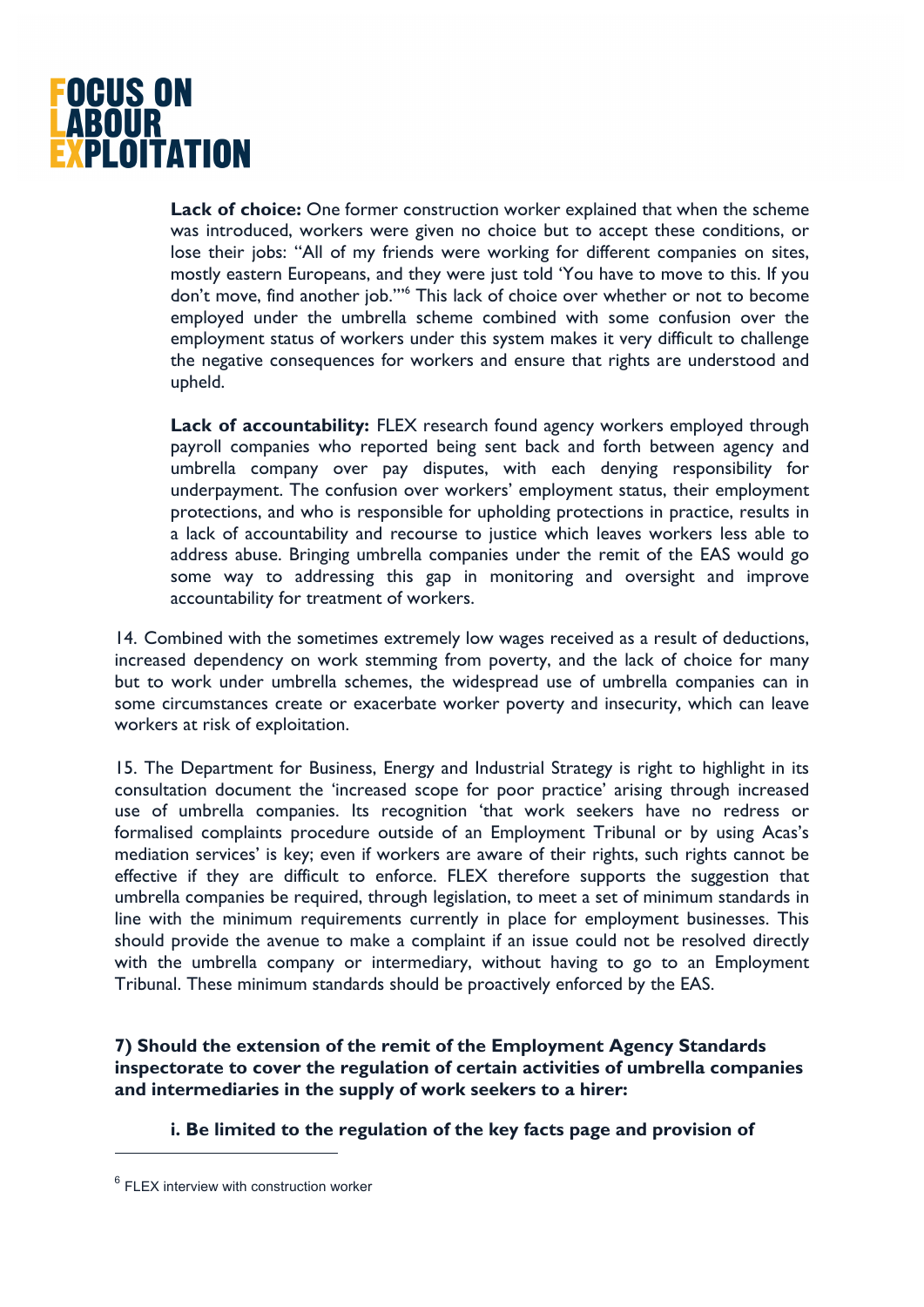**Lack of choice:** One former construction worker explained that when the scheme was introduced, workers were given no choice but to accept these conditions, or lose their jobs: "All of my friends were working for different companies on sites, mostly eastern Europeans, and they were just told 'You have to move to this. If you don't move, find another job.'"[6] This lack of choice over whether or not to become employed under the umbrella scheme combined with some confusion over the employment status of workers under this system makes it very difficult to challenge the negative consequences for workers and ensure that rights are understood and upheld.

**Lack of accountability:** FLEX research found agency workers employed through payroll companies who reported being sent back and forth between agency and umbrella company over pay disputes, with each denying responsibility for underpayment. The confusion over workers' employment status, their employment protections, and who is responsible for upholding protections in practice, results in a lack of accountability and recourse to justice which leaves workers less able to address abuse. Bringing umbrella companies under the remit of the EAS would go some way to addressing this gap in monitoring and oversight and improve accountability for treatment of workers.

14. Combined with the sometimes extremely low wages received as a result of deductions, increased dependency on work stemming from poverty, and the lack of choice for many but to work under umbrella schemes, the widespread use of umbrella companies can in some circumstances create or exacerbate worker poverty and insecurity, which can leave workers at risk of exploitation.

15. The Department for Business, Energy and Industrial Strategy is right to highlight in its consultation document the 'increased scope for poor practice' arising through increased use of umbrella companies. Its recognition 'that work seekers have no redress or formalised complaints procedure outside of an Employment Tribunal or by using Acas's mediation services' is key; even if workers are aware of their rights, such rights cannot be effective if they are difficult to enforce. FLEX therefore supports the suggestion that umbrella companies be required, through legislation, to meet a set of minimum standards in line with the minimum requirements currently in place for employment businesses. This should provide the avenue to make a complaint if an issue could not be resolved directly with the umbrella company or intermediary, without having to go to an Employment Tribunal. These minimum standards should be proactively enforced by the EAS.

**7) Should the extension of the remit of the Employment Agency Standards inspectorate to cover the regulation of certain activities of umbrella companies and intermediaries in the supply of work seekers to a hirer:**

**i. Be limited to the regulation of the key facts page and provision of**

---

[6] FLEX interview with construction worker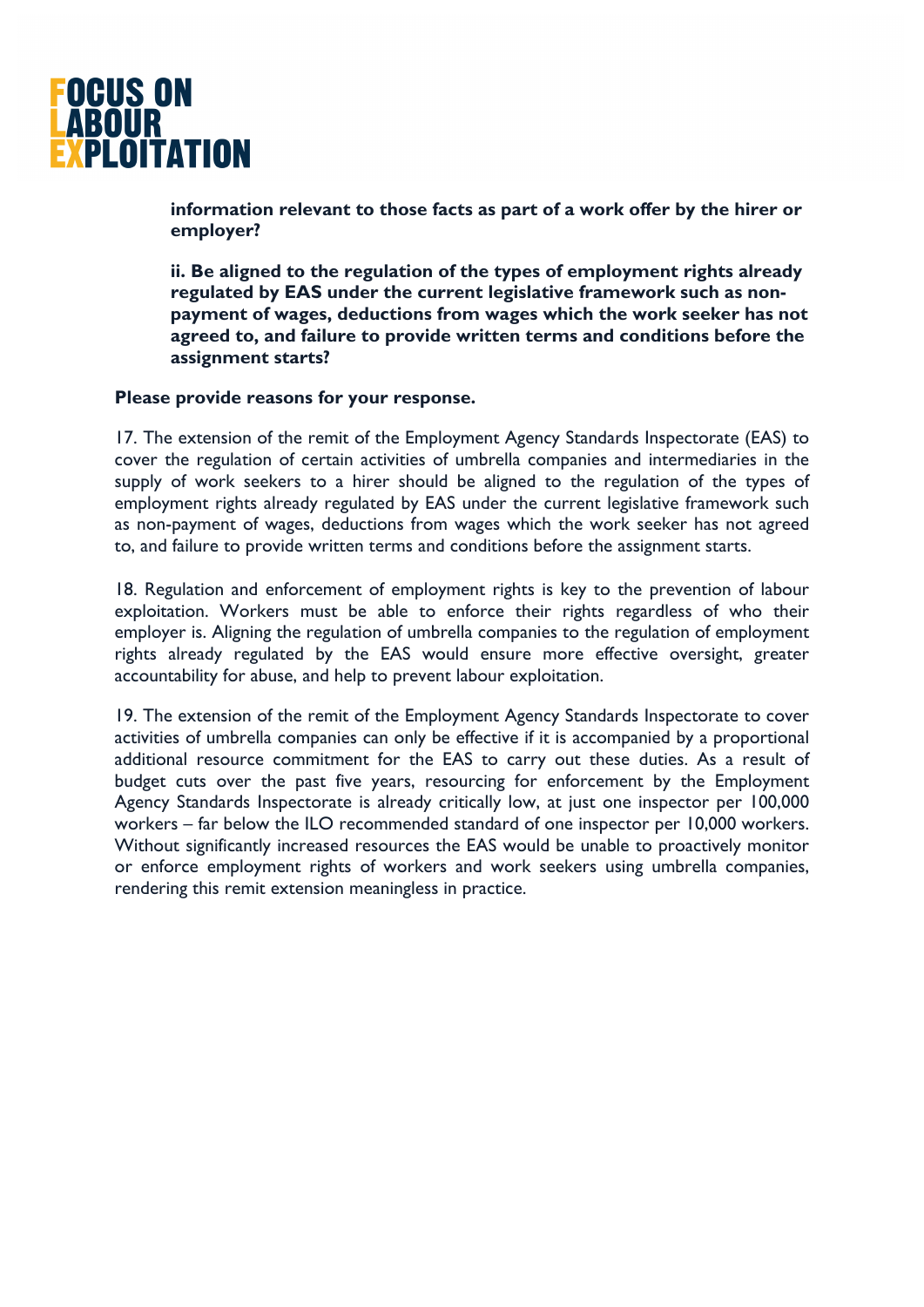**information relevant to those facts as part of a work offer by the hirer or employer?**

**ii. Be aligned to the regulation of the types of employment rights already regulated by EAS under the current legislative framework such as non-payment of wages, deductions from wages which the work seeker has not agreed to, and failure to provide written terms and conditions before the assignment starts?**

**Please provide reasons for your response.**

17. The extension of the remit of the Employment Agency Standards Inspectorate (EAS) to cover the regulation of certain activities of umbrella companies and intermediaries in the supply of work seekers to a hirer should be aligned to the regulation of the types of employment rights already regulated by EAS under the current legislative framework such as non-payment of wages, deductions from wages which the work seeker has not agreed to, and failure to provide written terms and conditions before the assignment starts.

18. Regulation and enforcement of employment rights is key to the prevention of labour exploitation. Workers must be able to enforce their rights regardless of who their employer is. Aligning the regulation of umbrella companies to the regulation of employment rights already regulated by the EAS would ensure more effective oversight, greater accountability for abuse, and help to prevent labour exploitation.

19. The extension of the remit of the Employment Agency Standards Inspectorate to cover activities of umbrella companies can only be effective if it is accompanied by a proportional additional resource commitment for the EAS to carry out these duties. As a result of budget cuts over the past five years, resourcing for enforcement by the Employment Agency Standards Inspectorate is already critically low, at just one inspector per 100,000 workers – far below the ILO recommended standard of one inspector per 10,000 workers. Without significantly increased resources the EAS would be unable to proactively monitor or enforce employment rights of workers and work seekers using umbrella companies, rendering this remit extension meaningless in practice.